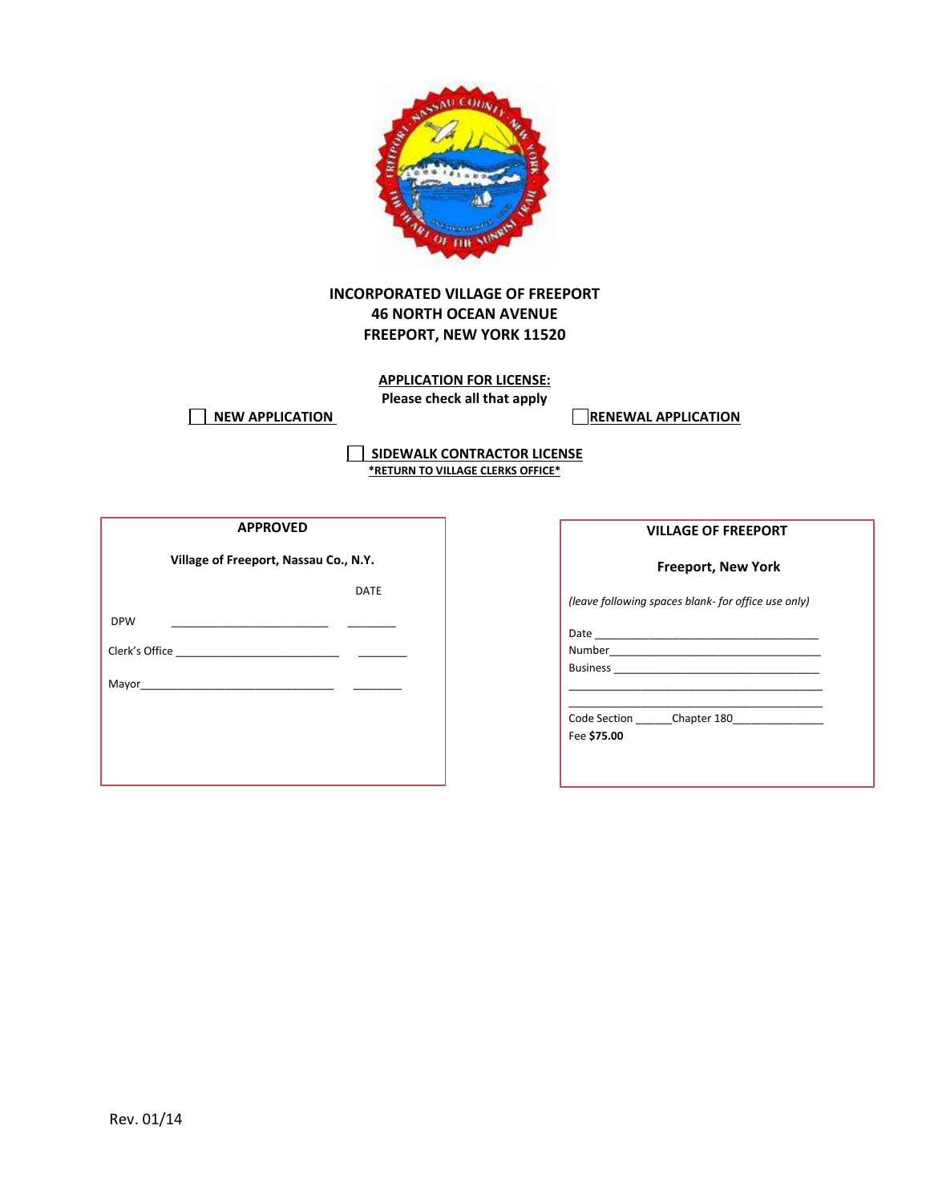**INCORPORATED VILLAGE OF FREEPORT**
**46 NORTH OCEAN AVENUE**
**FREEPORT, NEW YORK 11520**

**APPLICATION FOR LICENSE:**
**Please check all that apply**

☐ **NEW APPLICATION** ☐ **RENEWAL APPLICATION**

☐ **SIDEWALK CONTRACTOR LICENSE**
***RETURN TO VILLAGE CLERKS OFFICE***

**APPROVED**

**Village of Freeport, Nassau Co., N.Y.**

| | | DATE |
|---|---|---|
| DPW | __________________________ | ________ |
| Clerk's Office | __________________________ | ________ |
| Mayor | __________________________ | ________ |

**VILLAGE OF FREEPORT**

**Freeport, New York**

*(leave following spaces blank- for office use only)*

Date ____________________________________

Number___________________________________

Business _________________________________

__________________________________________

__________________________________________

Code Section ______Chapter 180______________

Fee **$75.00**

Rev. 01/14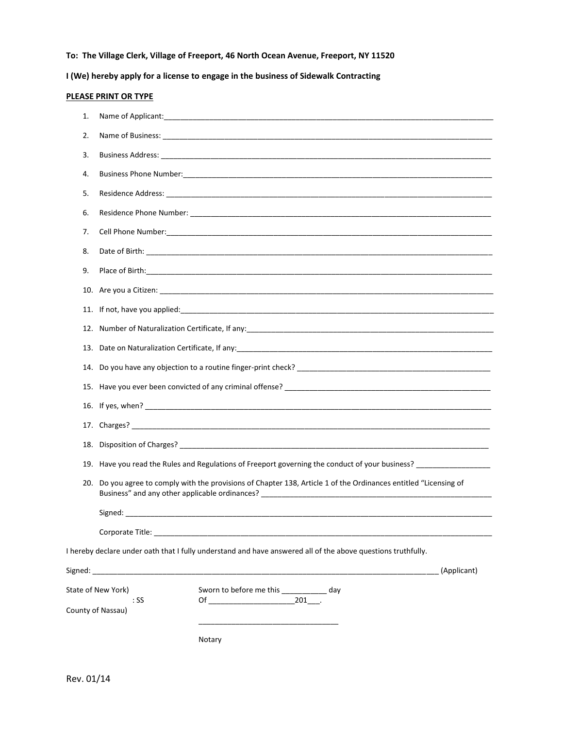**To: The Village Clerk, Village of Freeport, 46 North Ocean Avenue, Freeport, NY 11520**

**I (We) hereby apply for a license to engage in the business of Sidewalk Contracting**

**PLEASE PRINT OR TYPE**

1. Name of Applicant:\_\_\_\_\_\_\_\_\_\_\_\_\_\_\_\_\_\_\_\_\_\_\_\_\_\_\_\_\_\_\_\_\_\_\_\_\_\_\_\_\_\_\_\_\_\_\_\_
2. Name of Business: \_\_\_\_\_\_\_\_\_\_\_\_\_\_\_\_\_\_\_\_\_\_\_\_\_\_\_\_\_\_\_\_\_\_\_\_\_\_\_\_\_\_\_\_\_\_\_\_
3. Business Address: \_\_\_\_\_\_\_\_\_\_\_\_\_\_\_\_\_\_\_\_\_\_\_\_\_\_\_\_\_\_\_\_\_\_\_\_\_\_\_\_\_\_\_\_\_\_\_\_
4. Business Phone Number:\_\_\_\_\_\_\_\_\_\_\_\_\_\_\_\_\_\_\_\_\_\_\_\_\_\_\_\_\_\_\_\_\_\_\_\_\_\_\_\_\_\_\_\_
5. Residence Address: \_\_\_\_\_\_\_\_\_\_\_\_\_\_\_\_\_\_\_\_\_\_\_\_\_\_\_\_\_\_\_\_\_\_\_\_\_\_\_\_\_\_\_\_\_\_\_\_
6. Residence Phone Number: \_\_\_\_\_\_\_\_\_\_\_\_\_\_\_\_\_\_\_\_\_\_\_\_\_\_\_\_\_\_\_\_\_\_\_\_\_\_\_\_\_\_\_\_
7. Cell Phone Number:\_\_\_\_\_\_\_\_\_\_\_\_\_\_\_\_\_\_\_\_\_\_\_\_\_\_\_\_\_\_\_\_\_\_\_\_\_\_\_\_\_\_\_\_\_\_\_\_
8. Date of Birth: \_\_\_\_\_\_\_\_\_\_\_\_\_\_\_\_\_\_\_\_\_\_\_\_\_\_\_\_\_\_\_\_\_\_\_\_\_\_\_\_\_\_\_\_\_\_\_\_
9. Place of Birth:\_\_\_\_\_\_\_\_\_\_\_\_\_\_\_\_\_\_\_\_\_\_\_\_\_\_\_\_\_\_\_\_\_\_\_\_\_\_\_\_\_\_\_\_\_\_\_\_
10. Are you a Citizen: \_\_\_\_\_\_\_\_\_\_\_\_\_\_\_\_\_\_\_\_\_\_\_\_\_\_\_\_\_\_\_\_\_\_\_\_\_\_\_\_\_\_\_\_\_\_\_\_
11. If not, have you applied:\_\_\_\_\_\_\_\_\_\_\_\_\_\_\_\_\_\_\_\_\_\_\_\_\_\_\_\_\_\_\_\_\_\_\_\_\_\_\_\_\_\_\_\_
12. Number of Naturalization Certificate, If any:\_\_\_\_\_\_\_\_\_\_\_\_\_\_\_\_\_\_\_\_\_\_\_\_\_\_\_\_\_\_\_\_
13. Date on Naturalization Certificate, If any:\_\_\_\_\_\_\_\_\_\_\_\_\_\_\_\_\_\_\_\_\_\_\_\_\_\_\_\_\_\_\_\_
14. Do you have any objection to a routine finger-print check? \_\_\_\_\_\_\_\_\_\_\_\_\_\_\_\_\_\_\_\_\_\_\_\_
15. Have you ever been convicted of any criminal offense? \_\_\_\_\_\_\_\_\_\_\_\_\_\_\_\_\_\_\_\_\_\_\_\_\_\_
16. If yes, when? \_\_\_\_\_\_\_\_\_\_\_\_\_\_\_\_\_\_\_\_\_\_\_\_\_\_\_\_\_\_\_\_\_\_\_\_\_\_\_\_\_\_\_\_\_\_\_\_
17. Charges? \_\_\_\_\_\_\_\_\_\_\_\_\_\_\_\_\_\_\_\_\_\_\_\_\_\_\_\_\_\_\_\_\_\_\_\_\_\_\_\_\_\_\_\_\_\_\_\_
18. Disposition of Charges? \_\_\_\_\_\_\_\_\_\_\_\_\_\_\_\_\_\_\_\_\_\_\_\_\_\_\_\_\_\_\_\_\_\_\_\_\_\_\_\_\_\_\_\_
19. Have you read the Rules and Regulations of Freeport governing the conduct of your business? \_\_\_\_\_\_\_\_\_\_\_\_\_\_\_\_\_\_
20. Do you agree to comply with the provisions of Chapter 138, Article 1 of the Ordinances entitled "Licensing of Business" and any other applicable ordinances? \_\_\_\_\_\_\_\_\_\_\_\_\_\_\_\_\_\_\_\_\_\_\_\_\_\_\_\_\_\_\_\_

    Signed: \_\_\_\_\_\_\_\_\_\_\_\_\_\_\_\_\_\_\_\_\_\_\_\_\_\_\_\_\_\_\_\_\_\_\_\_\_\_\_\_\_\_\_\_\_\_\_\_

    Corporate Title: \_\_\_\_\_\_\_\_\_\_\_\_\_\_\_\_\_\_\_\_\_\_\_\_\_\_\_\_\_\_\_\_\_\_\_\_\_\_\_\_\_\_\_\_\_\_\_\_

I hereby declare under oath that I fully understand and have answered all of the above questions truthfully.

Signed: \_\_\_\_\_\_\_\_\_\_\_\_\_\_\_\_\_\_\_\_\_\_\_\_\_\_\_\_\_\_\_\_\_\_\_\_\_\_\_\_\_\_\_\_\_\_\_\_ (Applicant)

State of New York)
: SS
County of Nassau)

Sworn to before me this \_\_\_\_\_\_\_\_\_\_\_ day
Of \_\_\_\_\_\_\_\_\_\_\_\_\_\_\_\_\_\_\_\_\_201\_\_\_.

\_\_\_\_\_\_\_\_\_\_\_\_\_\_\_\_\_\_\_\_\_\_\_\_\_\_\_\_\_\_\_\_\_\_

Notary

Rev. 01/14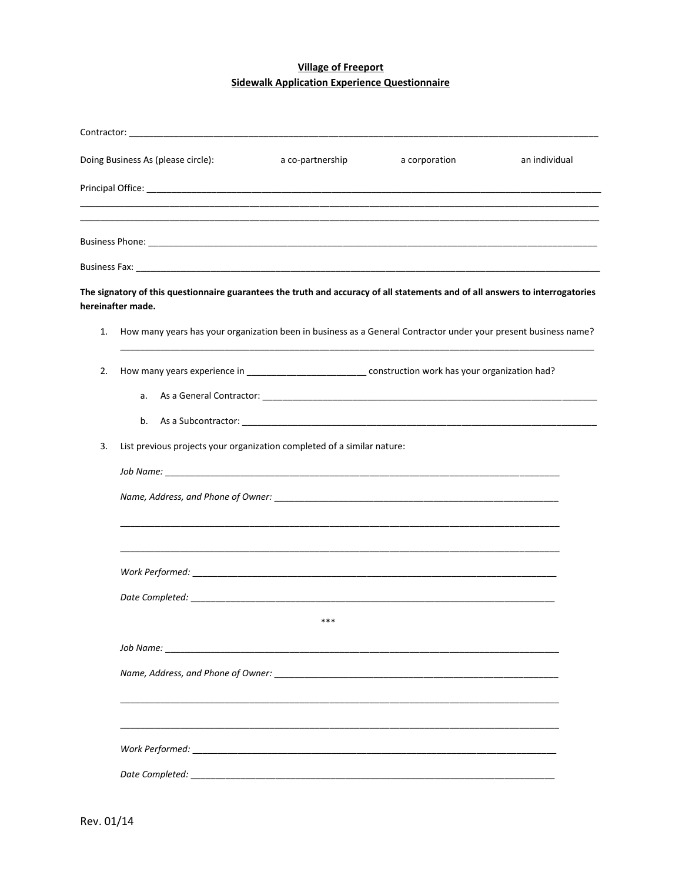# Village of Freeport
## Sidewalk Application Experience Questionnaire

Contractor: ______________________________________________________________________________________

Doing Business As (please circle): a co-partnership a corporation an individual

Principal Office: __________________________________________________________________________________

____________________________________________________________________________________________

____________________________________________________________________________________________

Business Phone: __________________________________________________________________________________

Business Fax: ____________________________________________________________________________________

**The signatory of this questionnaire guarantees the truth and accuracy of all statements and of all answers to interrogatories hereinafter made.**

1. How many years has your organization been in business as a General Contractor under your present business name?
   ________________________________________________________________________________________

2. How many years experience in ________________________ construction work has your organization had?
   a. As a General Contractor: ______________________________________________________________
   b. As a Subcontractor: __________________________________________________________________

3. List previous projects your organization completed of a similar nature:

   *Job Name:* _____________________________________________________________________________

   *Name, Address, and Phone of Owner:* ______________________________________________________

   ________________________________________________________________________________________

   ________________________________________________________________________________________

   *Work Performed:* _______________________________________________________________________

   *Date Completed:* _______________________________________________________________________

   ***

   *Job Name:* _____________________________________________________________________________

   *Name, Address, and Phone of Owner:* ______________________________________________________

   ________________________________________________________________________________________

   ________________________________________________________________________________________

   *Work Performed:* _______________________________________________________________________

   *Date Completed:* _______________________________________________________________________

Rev. 01/14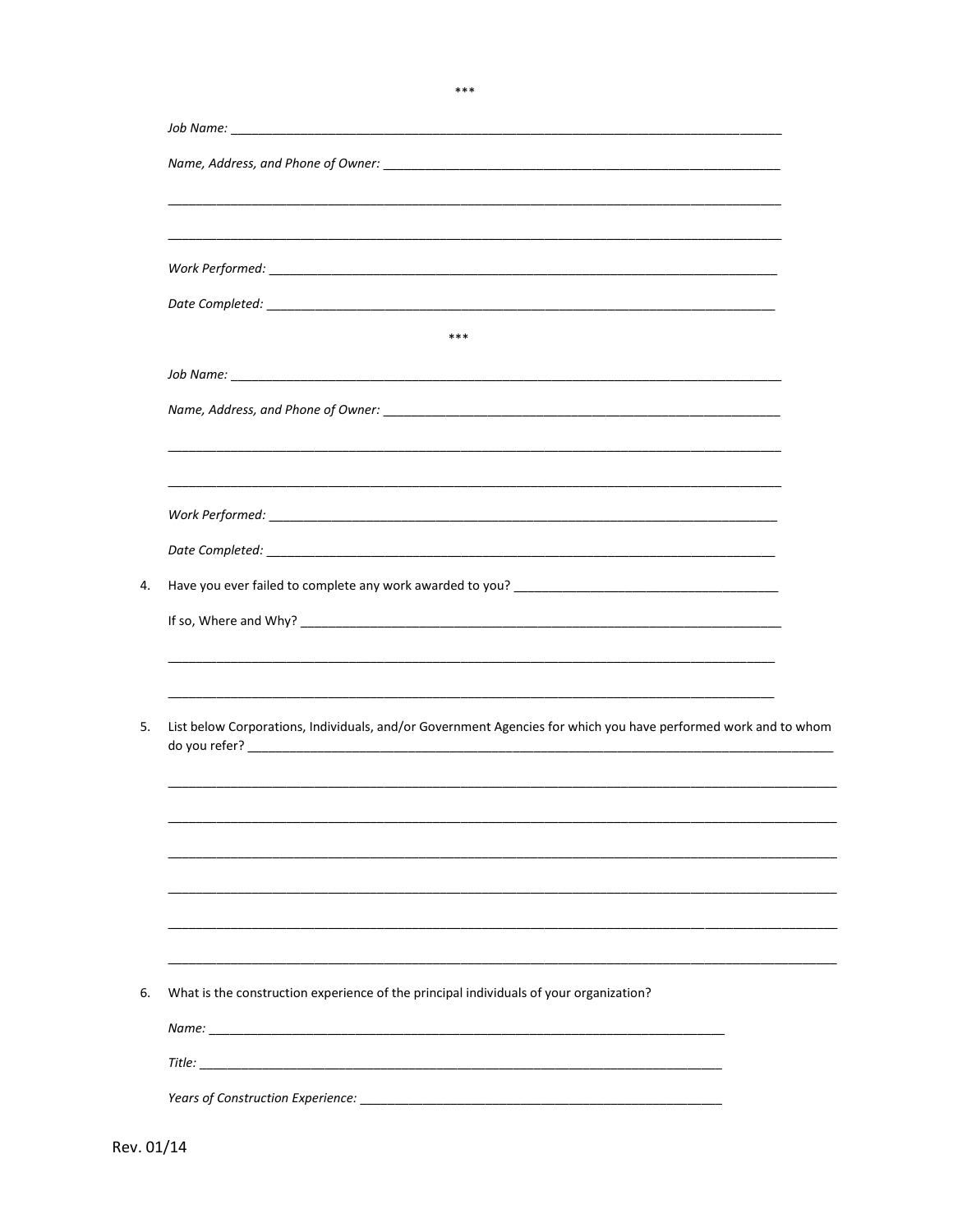\*\*\*

*Job Name:* ______________________________________________________________________________

*Name, Address, and Phone of Owner:* ________________________________________________________

______________________________________________________________________________________

______________________________________________________________________________________

*Work Performed:* _________________________________________________________________________

*Date Completed:* _________________________________________________________________________

\*\*\*

*Job Name:* ______________________________________________________________________________

*Name, Address, and Phone of Owner:* ________________________________________________________

______________________________________________________________________________________

______________________________________________________________________________________

*Work Performed:* _________________________________________________________________________

*Date Completed:* _________________________________________________________________________

4. Have you ever failed to complete any work awarded to you? ___________________________________

   If so, Where and Why? _______________________________________________________________

   ______________________________________________________________________________________

   ______________________________________________________________________________________

5. List below Corporations, Individuals, and/or Government Agencies for which you have performed work and to whom do you refer? ______________________________________________________________________________

   ______________________________________________________________________________________

   ______________________________________________________________________________________

   ______________________________________________________________________________________

   ______________________________________________________________________________________

   ______________________________________________________________________________________

   ______________________________________________________________________________________

6. What is the construction experience of the principal individuals of your organization?

   *Name:* _____________________________________________________________________

   *Title:* _____________________________________________________________________

   *Years of Construction Experience:* ____________________________________________

Rev. 01/14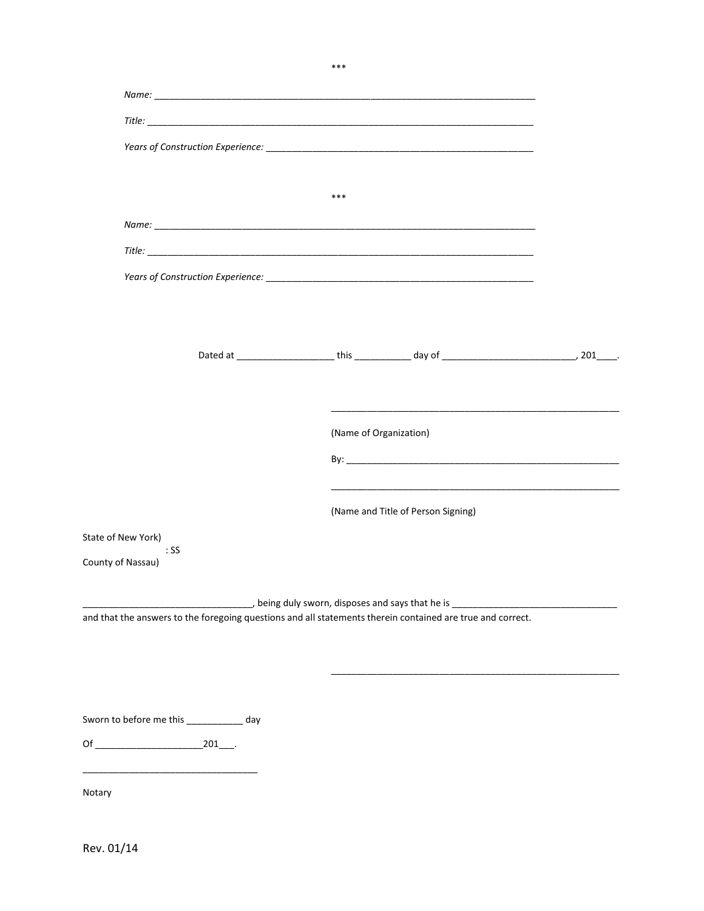***

*Name:* ___________________________________________________________________________

*Title:* ___________________________________________________________________________

*Years of Construction Experience:* ____________________________________________________

***

*Name:* ___________________________________________________________________________

*Title:* ___________________________________________________________________________

*Years of Construction Experience:* ____________________________________________________

Dated at __________________ this __________ day of ________________________, 201____.

_______________________________________________________

(Name of Organization)

By: ___________________________________________________

_______________________________________________________

(Name and Title of Person Signing)

State of New York)
: SS
County of Nassau)

________________________________, being duly sworn, disposes and says that he is _______________________________ and that the answers to the foregoing questions and all statements therein contained are true and correct.

_______________________________________________________

Sworn to before me this __________ day

Of ____________________201___.

_________________________________

Notary

Rev. 01/14